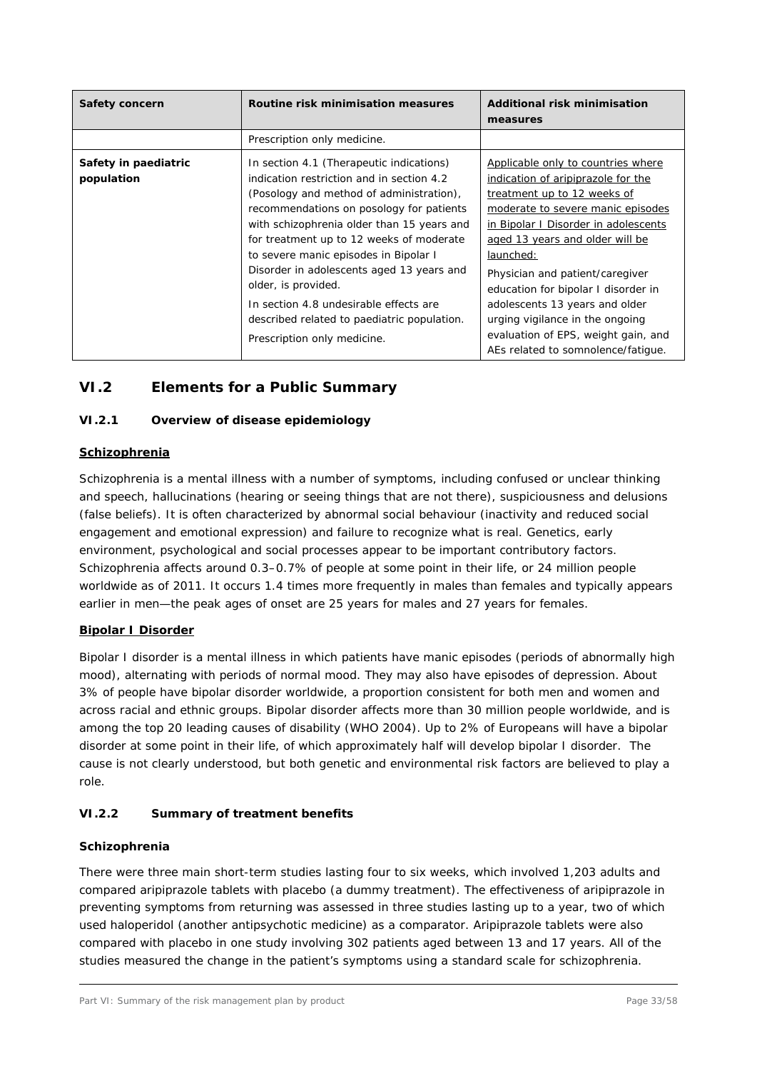| Safety concern | Routine risk minimisation measures | Additional risk minimisation measures |
|---|---|---|
| | Prescription only medicine. | |
| **Safety in paediatric population** | In section 4.1 (Therapeutic indications) indication restriction and in section 4.2 (Posology and method of administration), recommendations on posology for patients with schizophrenia older than 15 years and for treatment up to 12 weeks of moderate to severe manic episodes in Bipolar I Disorder in adolescents aged 13 years and older, is provided.<br><br>In section 4.8 undesirable effects are described related to paediatric population.<br><br>Prescription only medicine. | <u>Applicable only to countries where indication of aripiprazole for the treatment up to 12 weeks of moderate to severe manic episodes in Bipolar I Disorder in adolescents aged 13 years and older will be launched:</u><br><br>Physician and patient/caregiver education for bipolar I disorder in adolescents 13 years and older urging vigilance in the ongoing evaluation of EPS, weight gain, and AEs related to somnolence/fatigue. |

## VI.2 Elements for a Public Summary

### VI.2.1 Overview of disease epidemiology

**Schizophrenia**

Schizophrenia is a mental illness with a number of symptoms, including confused or unclear thinking and speech, hallucinations (hearing or seeing things that are not there), suspiciousness and delusions (false beliefs). It is often characterized by abnormal social behaviour (inactivity and reduced social engagement and emotional expression) and failure to recognize what is real. Genetics, early environment, psychological and social processes appear to be important contributory factors. Schizophrenia affects around 0.3–0.7% of people at some point in their life, or 24 million people worldwide as of 2011. It occurs 1.4 times more frequently in males than females and typically appears earlier in men—the peak ages of onset are 25 years for males and 27 years for females.

**Bipolar I Disorder**

Bipolar I disorder is a mental illness in which patients have manic episodes (periods of abnormally high mood), alternating with periods of normal mood. They may also have episodes of depression. About 3% of people have bipolar disorder worldwide, a proportion consistent for both men and women and across racial and ethnic groups. Bipolar disorder affects more than 30 million people worldwide, and is among the top 20 leading causes of disability (WHO 2004). Up to 2% of Europeans will have a bipolar disorder at some point in their life, of which approximately half will develop bipolar I disorder. The cause is not clearly understood, but both genetic and environmental risk factors are believed to play a role.

### VI.2.2 Summary of treatment benefits

**Schizophrenia**

There were three main short-term studies lasting four to six weeks, which involved 1,203 adults and compared aripiprazole tablets with placebo (a dummy treatment). The effectiveness of aripiprazole in preventing symptoms from returning was assessed in three studies lasting up to a year, two of which used haloperidol (another antipsychotic medicine) as a comparator. Aripiprazole tablets were also compared with placebo in one study involving 302 patients aged between 13 and 17 years. All of the studies measured the change in the patient's symptoms using a standard scale for schizophrenia.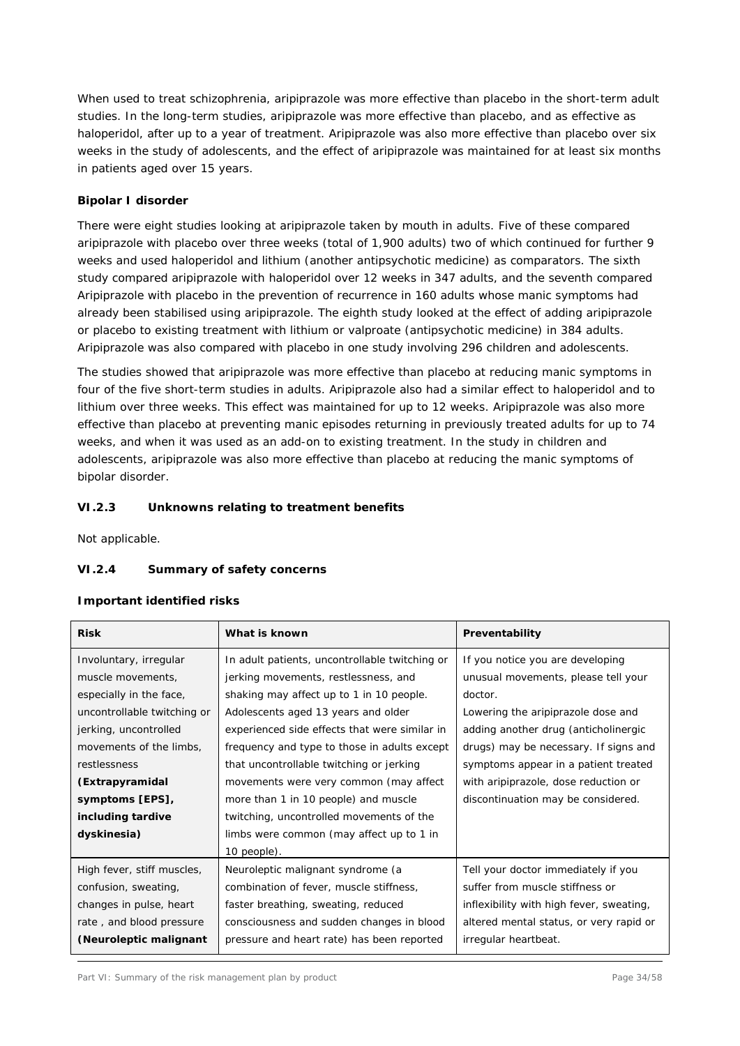When used to treat schizophrenia, aripiprazole was more effective than placebo in the short-term adult studies. In the long-term studies, aripiprazole was more effective than placebo, and as effective as haloperidol, after up to a year of treatment. Aripiprazole was also more effective than placebo over six weeks in the study of adolescents, and the effect of aripiprazole was maintained for at least six months in patients aged over 15 years.

**Bipolar I disorder**

There were eight studies looking at aripiprazole taken by mouth in adults. Five of these compared aripiprazole with placebo over three weeks (total of 1,900 adults) two of which continued for further 9 weeks and used haloperidol and lithium (another antipsychotic medicine) as comparators. The sixth study compared aripiprazole with haloperidol over 12 weeks in 347 adults, and the seventh compared Aripiprazole with placebo in the prevention of recurrence in 160 adults whose manic symptoms had already been stabilised using aripiprazole. The eighth study looked at the effect of adding aripiprazole or placebo to existing treatment with lithium or valproate (antipsychotic medicine) in 384 adults. Aripiprazole was also compared with placebo in one study involving 296 children and adolescents.

The studies showed that aripiprazole was more effective than placebo at reducing manic symptoms in four of the five short-term studies in adults. Aripiprazole also had a similar effect to haloperidol and to lithium over three weeks. This effect was maintained for up to 12 weeks. Aripiprazole was also more effective than placebo at preventing manic episodes returning in previously treated adults for up to 74 weeks, and when it was used as an add-on to existing treatment. In the study in children and adolescents, aripiprazole was also more effective than placebo at reducing the manic symptoms of bipolar disorder.

### VI.2.3 Unknowns relating to treatment benefits

Not applicable.

### VI.2.4 Summary of safety concerns

**Important identified risks**

| Risk | What is known | Preventability |
|---|---|---|
| Involuntary, irregular muscle movements, especially in the face, uncontrollable twitching or jerking, uncontrolled movements of the limbs, restlessness **(Extrapyramidal symptoms [EPS], including tardive dyskinesia)** | In adult patients, uncontrollable twitching or jerking movements, restlessness, and shaking may affect up to 1 in 10 people. Adolescents aged 13 years and older experienced side effects that were similar in frequency and type to those in adults except that uncontrollable twitching or jerking movements were very common (may affect more than 1 in 10 people) and muscle twitching, uncontrolled movements of the limbs were common (may affect up to 1 in 10 people). | If you notice you are developing unusual movements, please tell your doctor. Lowering the aripiprazole dose and adding another drug (anticholinergic drugs) may be necessary. If signs and symptoms appear in a patient treated with aripiprazole, dose reduction or discontinuation may be considered. |
| High fever, stiff muscles, confusion, sweating, changes in pulse, heart rate , and blood pressure **(Neuroleptic malignant** | Neuroleptic malignant syndrome (a combination of fever, muscle stiffness, faster breathing, sweating, reduced consciousness and sudden changes in blood pressure and heart rate) has been reported | Tell your doctor immediately if you suffer from muscle stiffness or inflexibility with high fever, sweating, altered mental status, or very rapid or irregular heartbeat. |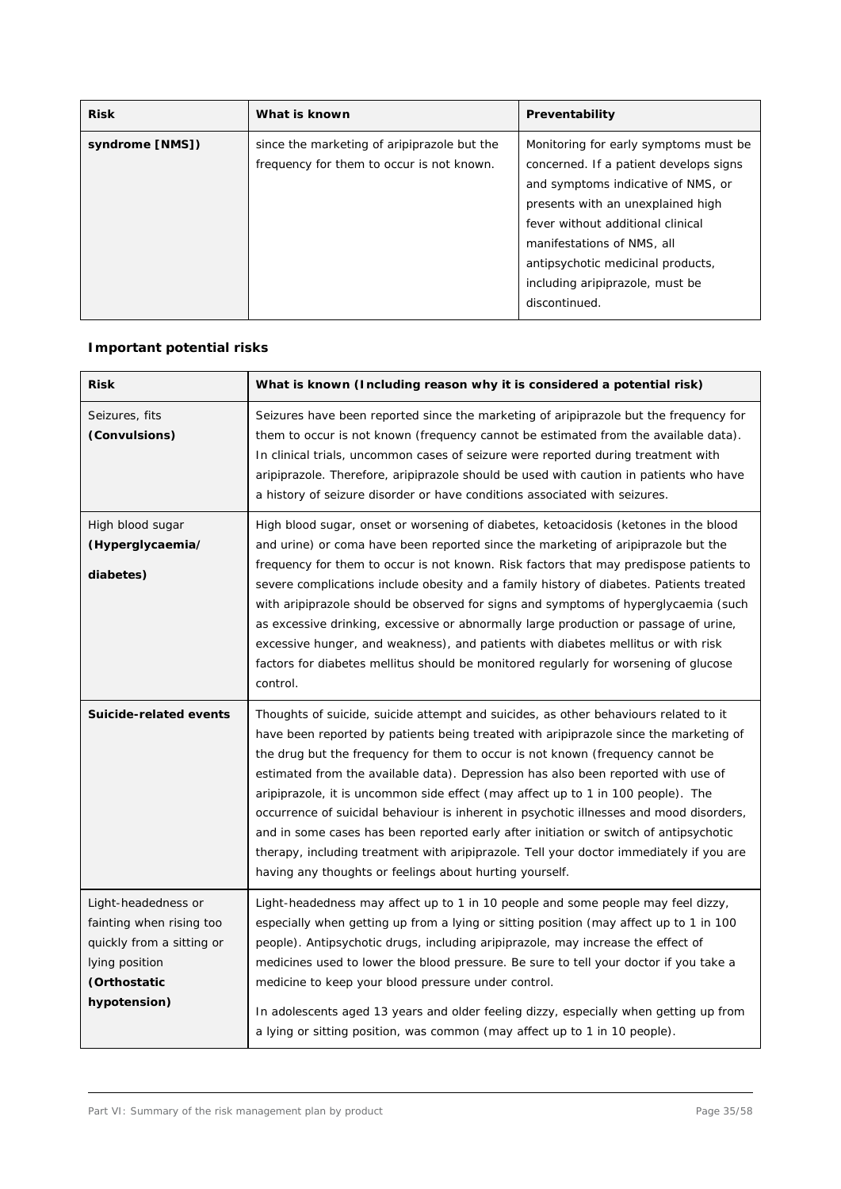| Risk | What is known | Preventability |
| --- | --- | --- |
| **syndrome [NMS])** | since the marketing of aripiprazole but the frequency for them to occur is not known. | Monitoring for early symptoms must be concerned. If a patient develops signs and symptoms indicative of NMS, or presents with an unexplained high fever without additional clinical manifestations of NMS, all antipsychotic medicinal products, including aripiprazole, must be discontinued. |

### Important potential risks

| Risk | What is known (Including reason why it is considered a potential risk) |
| --- | --- |
| Seizures, fits **(Convulsions)** | Seizures have been reported since the marketing of aripiprazole but the frequency for them to occur is not known (frequency cannot be estimated from the available data). In clinical trials, uncommon cases of seizure were reported during treatment with aripiprazole. Therefore, aripiprazole should be used with caution in patients who have a history of seizure disorder or have conditions associated with seizures. |
| High blood sugar **(Hyperglycaemia/ diabetes)** | High blood sugar, onset or worsening of diabetes, ketoacidosis (ketones in the blood and urine) or coma have been reported since the marketing of aripiprazole but the frequency for them to occur is not known. Risk factors that may predispose patients to severe complications include obesity and a family history of diabetes. Patients treated with aripiprazole should be observed for signs and symptoms of hyperglycaemia (such as excessive drinking, excessive or abnormally large production or passage of urine, excessive hunger, and weakness), and patients with diabetes mellitus or with risk factors for diabetes mellitus should be monitored regularly for worsening of glucose control. |
| **Suicide-related events** | Thoughts of suicide, suicide attempt and suicides, as other behaviours related to it have been reported by patients being treated with aripiprazole since the marketing of the drug but the frequency for them to occur is not known (frequency cannot be estimated from the available data). Depression has also been reported with use of aripiprazole, it is uncommon side effect (may affect up to 1 in 100 people). The occurrence of suicidal behaviour is inherent in psychotic illnesses and mood disorders, and in some cases has been reported early after initiation or switch of antipsychotic therapy, including treatment with aripiprazole. Tell your doctor immediately if you are having any thoughts or feelings about hurting yourself. |
| Light-headedness or fainting when rising too quickly from a sitting or lying position **(Orthostatic hypotension)** | Light-headedness may affect up to 1 in 10 people and some people may feel dizzy, especially when getting up from a lying or sitting position (may affect up to 1 in 100 people). Antipsychotic drugs, including aripiprazole, may increase the effect of medicines used to lower the blood pressure. Be sure to tell your doctor if you take a medicine to keep your blood pressure under control.<br><br>In adolescents aged 13 years and older feeling dizzy, especially when getting up from a lying or sitting position, was common (may affect up to 1 in 10 people). |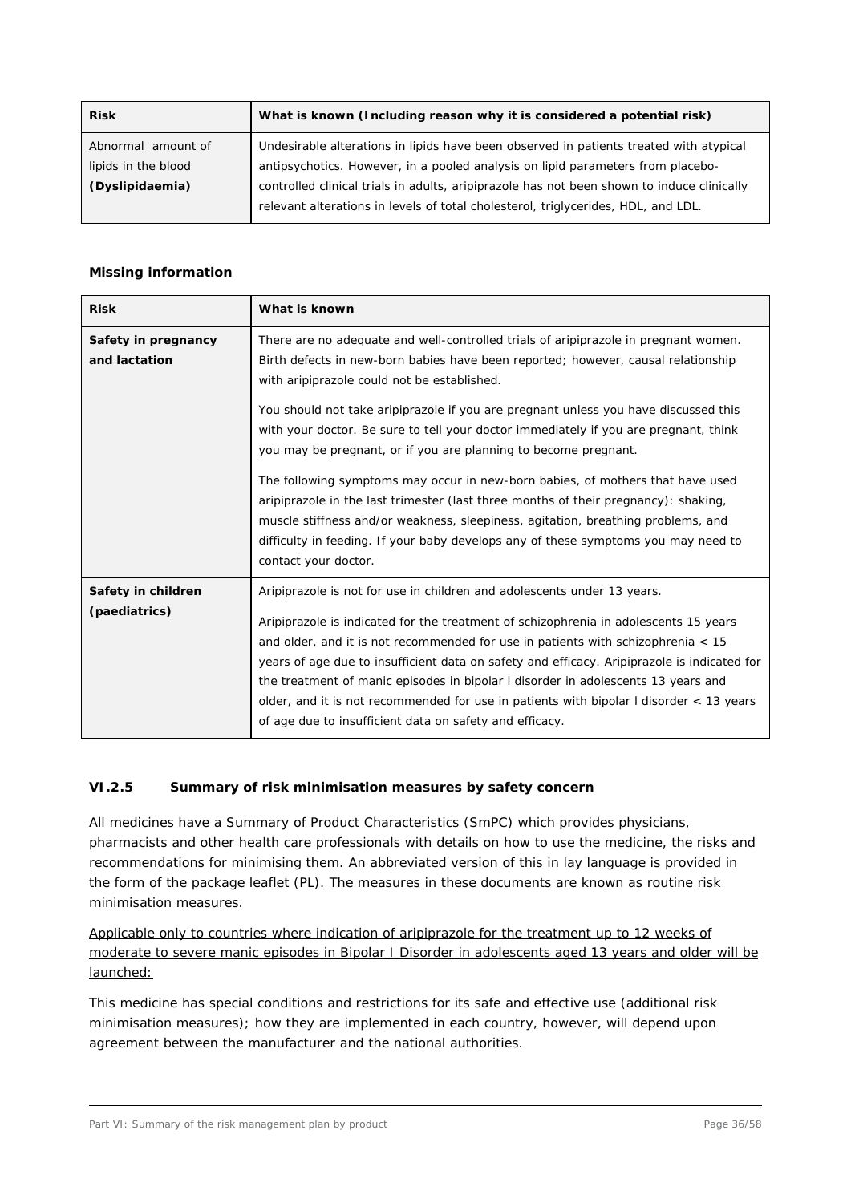| Risk | What is known (Including reason why it is considered a potential risk) |
|---|---|
| Abnormal amount of lipids in the blood **(Dyslipidaemia)** | Undesirable alterations in lipids have been observed in patients treated with atypical antipsychotics. However, in a pooled analysis on lipid parameters from placebo-controlled clinical trials in adults, aripiprazole has not been shown to induce clinically relevant alterations in levels of total cholesterol, triglycerides, HDL, and LDL. |

**Missing information**

| Risk | What is known |
|---|---|
| **Safety in pregnancy and lactation** | There are no adequate and well-controlled trials of aripiprazole in pregnant women. Birth defects in new-born babies have been reported; however, causal relationship with aripiprazole could not be established.<br><br>You should not take aripiprazole if you are pregnant unless you have discussed this with your doctor. Be sure to tell your doctor immediately if you are pregnant, think you may be pregnant, or if you are planning to become pregnant.<br><br>The following symptoms may occur in new-born babies, of mothers that have used aripiprazole in the last trimester (last three months of their pregnancy): shaking, muscle stiffness and/or weakness, sleepiness, agitation, breathing problems, and difficulty in feeding. If your baby develops any of these symptoms you may need to contact your doctor. |
| **Safety in children (paediatrics)** | Aripiprazole is not for use in children and adolescents under 13 years.<br><br>Aripiprazole is indicated for the treatment of schizophrenia in adolescents 15 years and older, and it is not recommended for use in patients with schizophrenia < 15 years of age due to insufficient data on safety and efficacy. Aripiprazole is indicated for the treatment of manic episodes in bipolar I disorder in adolescents 13 years and older, and it is not recommended for use in patients with bipolar I disorder < 13 years of age due to insufficient data on safety and efficacy. |

### VI.2.5 Summary of risk minimisation measures by safety concern

All medicines have a Summary of Product Characteristics (SmPC) which provides physicians, pharmacists and other health care professionals with details on how to use the medicine, the risks and recommendations for minimising them. An abbreviated version of this in lay language is provided in the form of the package leaflet (PL). The measures in these documents are known as routine risk minimisation measures.

<u>Applicable only to countries where indication of aripiprazole for the treatment up to 12 weeks of moderate to severe manic episodes in Bipolar I Disorder in adolescents aged 13 years and older will be launched:</u>

This medicine has special conditions and restrictions for its safe and effective use (additional risk minimisation measures); how they are implemented in each country, however, will depend upon agreement between the manufacturer and the national authorities.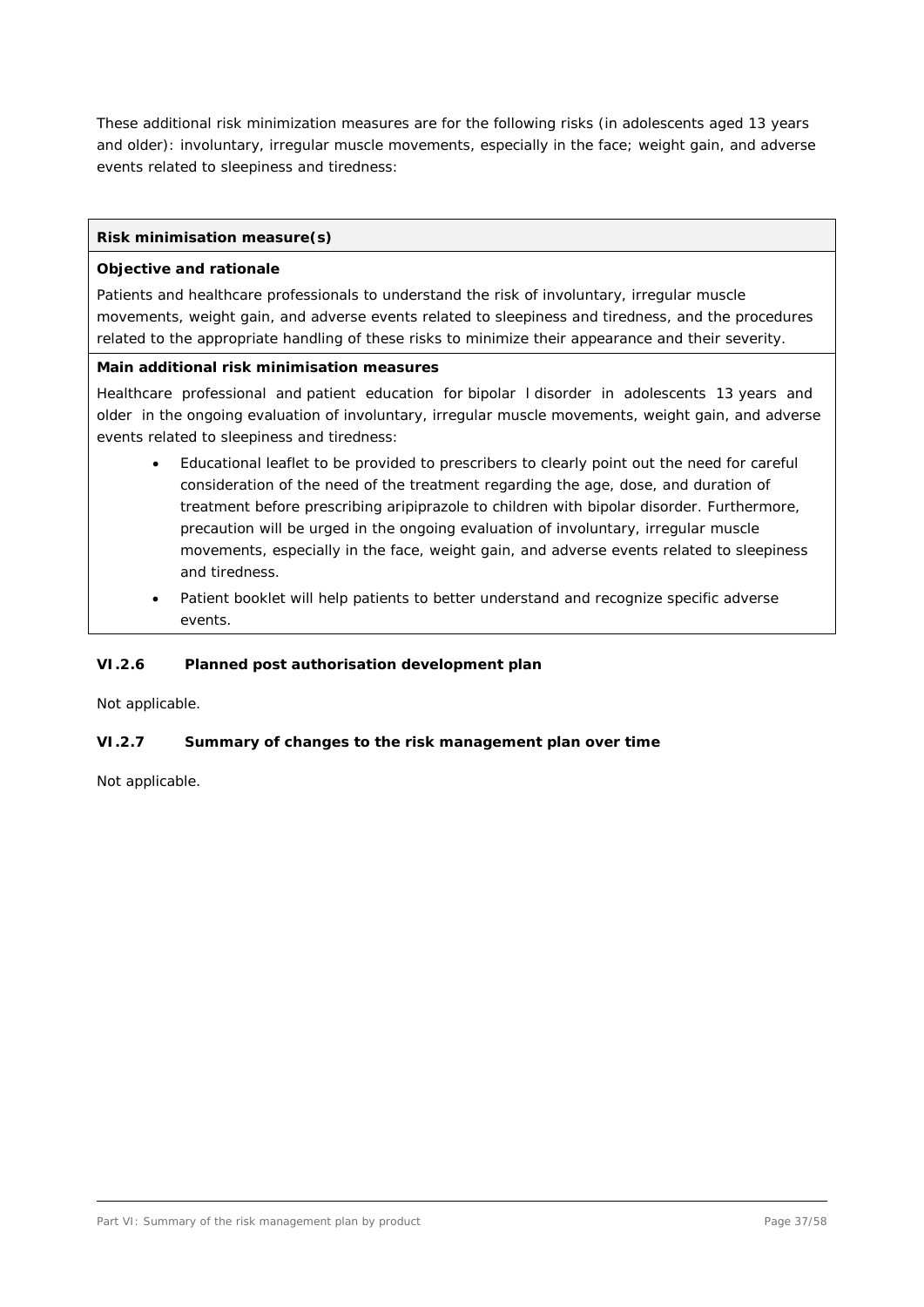These additional risk minimization measures are for the following risks (in adolescents aged 13 years and older): involuntary, irregular muscle movements, especially in the face; weight gain, and adverse events related to sleepiness and tiredness:

| **Risk minimisation measure(s)** |
|---|
| **Objective and rationale**<br>Patients and healthcare professionals to understand the risk of involuntary, irregular muscle movements, weight gain, and adverse events related to sleepiness and tiredness, and the procedures related to the appropriate handling of these risks to minimize their appearance and their severity. |
| **Main additional risk minimisation measures**<br>Healthcare professional and patient education for bipolar l disorder in adolescents 13 years and older in the ongoing evaluation of involuntary, irregular muscle movements, weight gain, and adverse events related to sleepiness and tiredness:<br>• Educational leaflet to be provided to prescribers to clearly point out the need for careful consideration of the need of the treatment regarding the age, dose, and duration of treatment before prescribing aripiprazole to children with bipolar disorder. Furthermore, precaution will be urged in the ongoing evaluation of involuntary, irregular muscle movements, especially in the face, weight gain, and adverse events related to sleepiness and tiredness.<br>• Patient booklet will help patients to better understand and recognize specific adverse events. |

### VI.2.6 Planned post authorisation development plan

Not applicable.

### VI.2.7 Summary of changes to the risk management plan over time

Not applicable.